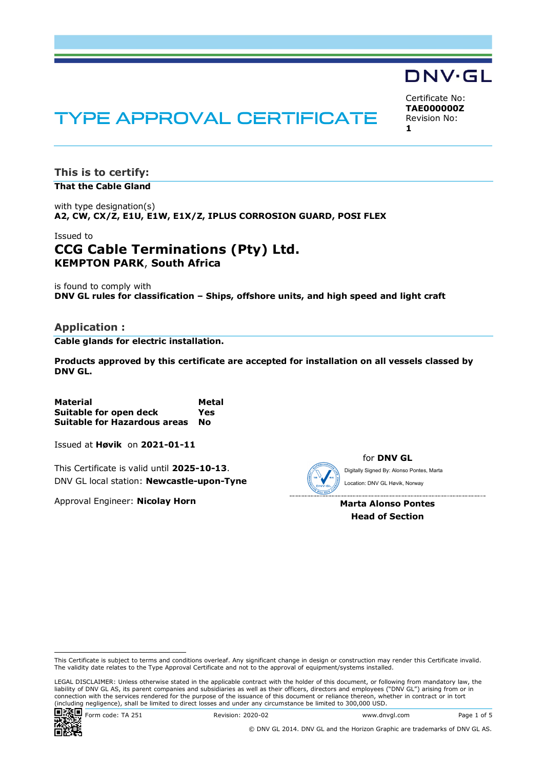DNV·GL

# TYPE APPROVAL CERTIFICATE

Certificate No:
**TAE000000Z**
Revision No:
**1**

## This is to certify:

**That the Cable Gland**

with type designation(s)
**A2, CW, CX/Z, E1U, E1W, E1X/Z, IPLUS CORROSION GUARD, POSI FLEX**

Issued to
### CCG Cable Terminations (Pty) Ltd.
**KEMPTON PARK**, **South Africa**

is found to comply with
**DNV GL rules for classification – Ships, offshore units, and high speed and light craft**

## Application :

**Cable glands for electric installation.**

**Products approved by this certificate are accepted for installation on all vessels classed by DNV GL.**

| | |
|---|---|
| **Material** | **Metal** |
| **Suitable for open deck** | **Yes** |
| **Suitable for Hazardous areas** | **No** |

Issued at **Høvik** on **2021-01-11**

This Certificate is valid until **2025-10-13**.
DNV GL local station: **Newcastle-upon-Tyne**

Approval Engineer: **Nicolay Horn**

for **DNV GL**

Digitally Signed By: Alonso Pontes, Marta
Location: DNV GL Høvik, Norway

**Marta Alonso Pontes**
**Head of Section**

This Certificate is subject to terms and conditions overleaf. Any significant change in design or construction may render this Certificate invalid. The validity date relates to the Type Approval Certificate and not to the approval of equipment/systems installed.

LEGAL DISCLAIMER: Unless otherwise stated in the applicable contract with the holder of this document, or following from mandatory law, the liability of DNV GL AS, its parent companies and subsidiaries as well as their officers, directors and employees ("DNV GL") arising from or in connection with the services rendered for the purpose of the issuance of this document or reliance thereon, whether in contract or in tort (including negligence), shall be limited to direct losses and under any circumstance be limited to 300,000 USD.

Form code: TA 251 | Revision: 2020-02 | www.dnvgl.com

© DNV GL 2014. DNV GL and the Horizon Graphic are trademarks of DNV GL AS.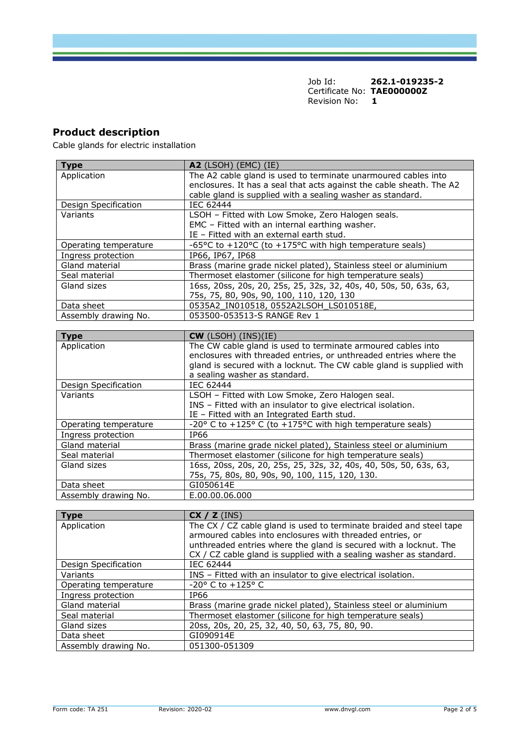Job Id: **262.1-019235-2**
Certificate No: **TAE000000Z**
Revision No: **1**

## Product description

Cable glands for electric installation

| **Type** | **A2** (LSOH) (EMC) (IE) |
|---|---|
| Application | The A2 cable gland is used to terminate unarmoured cables into enclosures. It has a seal that acts against the cable sheath. The A2 cable gland is supplied with a sealing washer as standard. |
| Design Specification | IEC 62444 |
| Variants | LSOH – Fitted with Low Smoke, Zero Halogen seals.<br>EMC – Fitted with an internal earthing washer.<br>IE – Fitted with an external earth stud. |
| Operating temperature | -65°C to +120°C (to +175°C with high temperature seals) |
| Ingress protection | IP66, IP67, IP68 |
| Gland material | Brass (marine grade nickel plated), Stainless steel or aluminium |
| Seal material | Thermoset elastomer (silicone for high temperature seals) |
| Gland sizes | 16ss, 20ss, 20s, 20, 25s, 25, 32s, 32, 40s, 40, 50s, 50, 63s, 63, 75s, 75, 80, 90s, 90, 100, 110, 120, 130 |
| Data sheet | 0535A2_IN010518, 0552A2LSOH_LS010518E, |
| Assembly drawing No. | 053500-053513-S RANGE Rev 1 |

| **Type** | **CW** (LSOH) (INS)(IE) |
|---|---|
| Application | The CW cable gland is used to terminate armoured cables into enclosures with threaded entries, or unthreaded entries where the gland is secured with a locknut. The CW cable gland is supplied with a sealing washer as standard. |
| Design Specification | IEC 62444 |
| Variants | LSOH – Fitted with Low Smoke, Zero Halogen seal.<br>INS – Fitted with an insulator to give electrical isolation.<br>IE – Fitted with an Integrated Earth stud. |
| Operating temperature | -20° C to +125° C (to +175°C with high temperature seals) |
| Ingress protection | IP66 |
| Gland material | Brass (marine grade nickel plated), Stainless steel or aluminium |
| Seal material | Thermoset elastomer (silicone for high temperature seals) |
| Gland sizes | 16ss, 20ss, 20s, 20, 25s, 25, 32s, 32, 40s, 40, 50s, 50, 63s, 63, 75s, 75, 80s, 80, 90s, 90, 100, 115, 120, 130. |
| Data sheet | GI050614E |
| Assembly drawing No. | E.00.00.06.000 |

| **Type** | **CX / Z** (INS) |
|---|---|
| Application | The CX / CZ cable gland is used to terminate braided and steel tape armoured cables into enclosures with threaded entries, or unthreaded entries where the gland is secured with a locknut. The CX / CZ cable gland is supplied with a sealing washer as standard. |
| Design Specification | IEC 62444 |
| Variants | INS – Fitted with an insulator to give electrical isolation. |
| Operating temperature | -20° C to +125° C |
| Ingress protection | IP66 |
| Gland material | Brass (marine grade nickel plated), Stainless steel or aluminium |
| Seal material | Thermoset elastomer (silicone for high temperature seals) |
| Gland sizes | 20ss, 20s, 20, 25, 32, 40, 50, 63, 75, 80, 90. |
| Data sheet | GI090914E |
| Assembly drawing No. | 051300-051309 |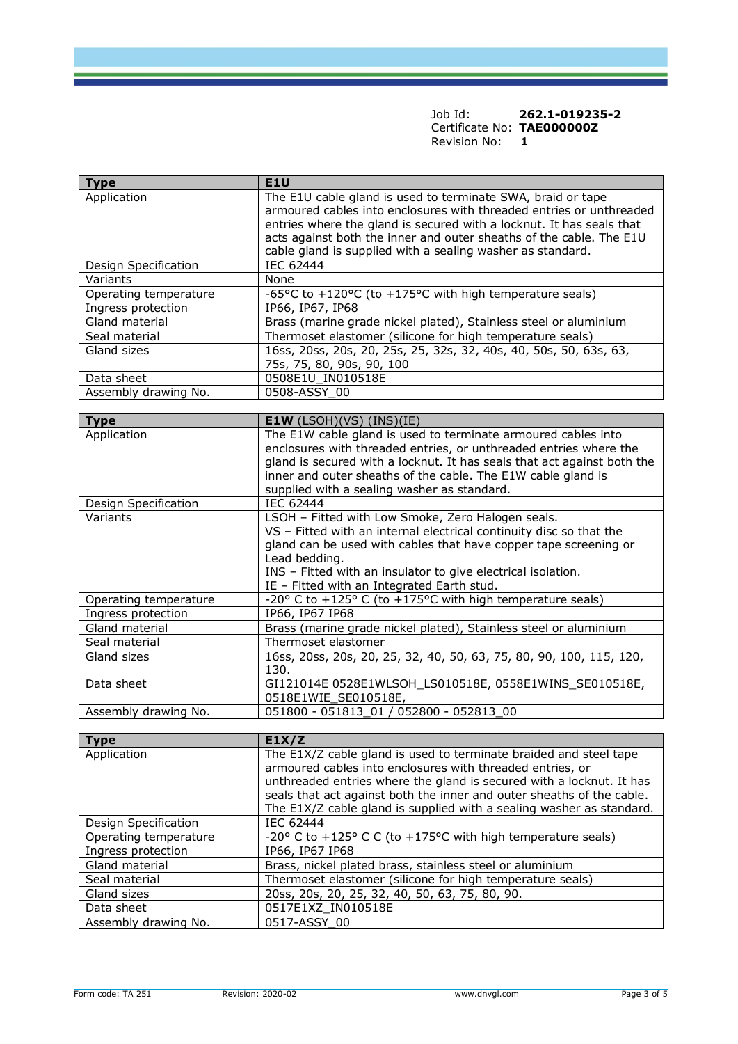| | |
|---|---|
| Job Id: | **262.1-019235-2** |
| Certificate No: | **TAE000000Z** |
| Revision No: | **1** |

| **Type** | **E1U** |
|---|---|
| Application | The E1U cable gland is used to terminate SWA, braid or tape armoured cables into enclosures with threaded entries or unthreaded entries where the gland is secured with a locknut. It has seals that acts against both the inner and outer sheaths of the cable. The E1U cable gland is supplied with a sealing washer as standard. |
| Design Specification | IEC 62444 |
| Variants | None |
| Operating temperature | -65°C to +120°C (to +175°C with high temperature seals) |
| Ingress protection | IP66, IP67, IP68 |
| Gland material | Brass (marine grade nickel plated), Stainless steel or aluminium |
| Seal material | Thermoset elastomer (silicone for high temperature seals) |
| Gland sizes | 16ss, 20ss, 20s, 20, 25s, 25, 32s, 32, 40s, 40, 50s, 50, 63s, 63, 75s, 75, 80, 90s, 90, 100 |
| Data sheet | 0508E1U_IN010518E |
| Assembly drawing No. | 0508-ASSY_00 |

| **Type** | **E1W** (LSOH)(VS) (INS)(IE) |
|---|---|
| Application | The E1W cable gland is used to terminate armoured cables into enclosures with threaded entries, or unthreaded entries where the gland is secured with a locknut. It has seals that act against both the inner and outer sheaths of the cable. The E1W cable gland is supplied with a sealing washer as standard. |
| Design Specification | IEC 62444 |
| Variants | LSOH – Fitted with Low Smoke, Zero Halogen seals.<br>VS – Fitted with an internal electrical continuity disc so that the gland can be used with cables that have copper tape screening or Lead bedding.<br>INS – Fitted with an insulator to give electrical isolation.<br>IE – Fitted with an Integrated Earth stud. |
| Operating temperature | -20° C to +125° C (to +175°C with high temperature seals) |
| Ingress protection | IP66, IP67 IP68 |
| Gland material | Brass (marine grade nickel plated), Stainless steel or aluminium |
| Seal material | Thermoset elastomer |
| Gland sizes | 16ss, 20ss, 20s, 20, 25, 32, 40, 50, 63, 75, 80, 90, 100, 115, 120, 130. |
| Data sheet | GI121014E 0528E1WLSOH_LS010518E, 0558E1WINS_SE010518E, 0518E1WIE_SE010518E, |
| Assembly drawing No. | 051800 - 051813_01 / 052800 - 052813_00 |

| **Type** | **E1X/Z** |
|---|---|
| Application | The E1X/Z cable gland is used to terminate braided and steel tape armoured cables into enclosures with threaded entries, or unthreaded entries where the gland is secured with a locknut. It has seals that act against both the inner and outer sheaths of the cable. The E1X/Z cable gland is supplied with a sealing washer as standard. |
| Design Specification | IEC 62444 |
| Operating temperature | -20° C to +125° C C (to +175°C with high temperature seals) |
| Ingress protection | IP66, IP67 IP68 |
| Gland material | Brass, nickel plated brass, stainless steel or aluminium |
| Seal material | Thermoset elastomer (silicone for high temperature seals) |
| Gland sizes | 20ss, 20s, 20, 25, 32, 40, 50, 63, 75, 80, 90. |
| Data sheet | 0517E1XZ_IN010518E |
| Assembly drawing No. | 0517-ASSY_00 |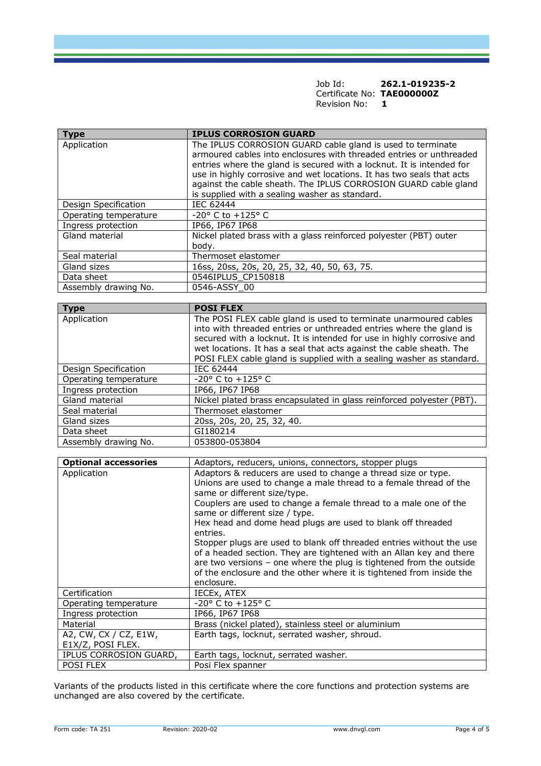Job Id: **262.1-019235-2**
Certificate No: **TAE000000Z**
Revision No: **1**

| **Type** | **IPLUS CORROSION GUARD** |
|---|---|
| Application | The IPLUS CORROSION GUARD cable gland is used to terminate armoured cables into enclosures with threaded entries or unthreaded entries where the gland is secured with a locknut. It is intended for use in highly corrosive and wet locations. It has two seals that acts against the cable sheath. The IPLUS CORROSION GUARD cable gland is supplied with a sealing washer as standard. |
| Design Specification | IEC 62444 |
| Operating temperature | -20° C to +125° C |
| Ingress protection | IP66, IP67 IP68 |
| Gland material | Nickel plated brass with a glass reinforced polyester (PBT) outer body. |
| Seal material | Thermoset elastomer |
| Gland sizes | 16ss, 20ss, 20s, 20, 25, 32, 40, 50, 63, 75. |
| Data sheet | 0546IPLUS_CP150818 |
| Assembly drawing No. | 0546-ASSY_00 |

| **Type** | **POSI FLEX** |
|---|---|
| Application | The POSI FLEX cable gland is used to terminate unarmoured cables into with threaded entries or unthreaded entries where the gland is secured with a locknut. It is intended for use in highly corrosive and wet locations. It has a seal that acts against the cable sheath. The POSI FLEX cable gland is supplied with a sealing washer as standard. |
| Design Specification | IEC 62444 |
| Operating temperature | -20° C to +125° C |
| Ingress protection | IP66, IP67 IP68 |
| Gland material | Nickel plated brass encapsulated in glass reinforced polyester (PBT). |
| Seal material | Thermoset elastomer |
| Gland sizes | 20ss, 20s, 20, 25, 32, 40. |
| Data sheet | GI180214 |
| Assembly drawing No. | 053800-053804 |

| **Optional accessories** | Adaptors, reducers, unions, connectors, stopper plugs |
|---|---|
| Application | Adaptors & reducers are used to change a thread size or type.<br>Unions are used to change a male thread to a female thread of the same or different size/type.<br>Couplers are used to change a female thread to a male one of the same or different size / type.<br>Hex head and dome head plugs are used to blank off threaded entries.<br>Stopper plugs are used to blank off threaded entries without the use of a headed section. They are tightened with an Allan key and there are two versions – one where the plug is tightened from the outside of the enclosure and the other where it is tightened from inside the enclosure. |
| Certification | IECEx, ATEX |
| Operating temperature | -20° C to +125° C |
| Ingress protection | IP66, IP67 IP68 |
| Material | Brass (nickel plated), stainless steel or aluminium |
| A2, CW, CX / CZ, E1W, E1X/Z, POSI FLEX. | Earth tags, locknut, serrated washer, shroud. |
| IPLUS CORROSION GUARD, | Earth tags, locknut, serrated washer. |
| POSI FLEX | Posi Flex spanner |

Variants of the products listed in this certificate where the core functions and protection systems are unchanged are also covered by the certificate.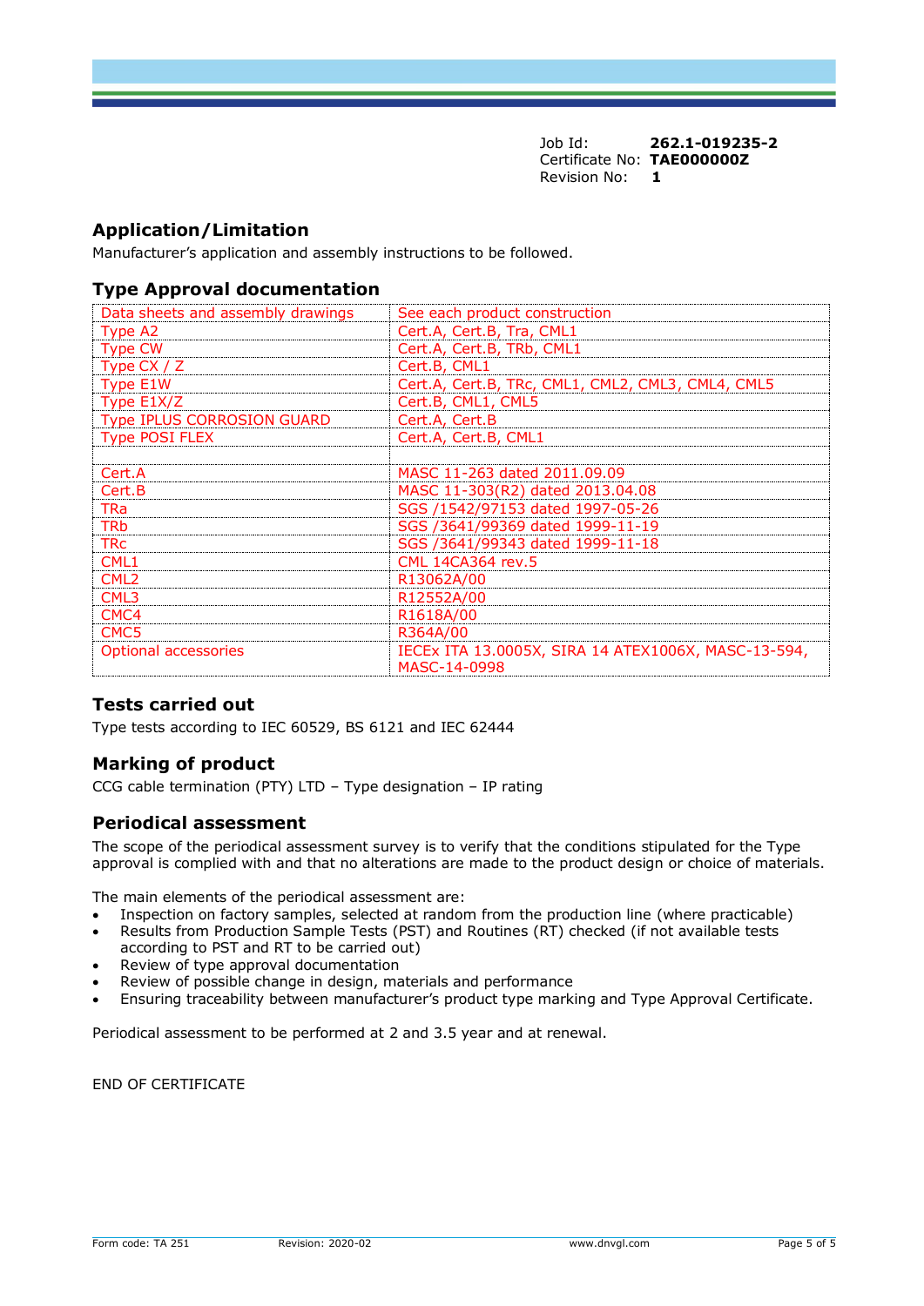Job Id: **262.1-019235-2**
Certificate No: **TAE000000Z**
Revision No: **1**

## Application/Limitation

Manufacturer's application and assembly instructions to be followed.

## Type Approval documentation

| | |
|---|---|
| Data sheets and assembly drawings | See each product construction |
| Type A2 | Cert.A, Cert.B, Tra, CML1 |
| Type CW | Cert.A, Cert.B, TRb, CML1 |
| Type CX / Z | Cert.B, CML1 |
| Type E1W | Cert.A, Cert.B, TRc, CML1, CML2, CML3, CML4, CML5 |
| Type E1X/Z | Cert.B, CML1, CML5 |
| Type IPLUS CORROSION GUARD | Cert.A, Cert.B |
| Type POSI FLEX | Cert.A, Cert.B, CML1 |
| | |
| Cert.A | MASC 11-263 dated 2011.09.09 |
| Cert.B | MASC 11-303(R2) dated 2013.04.08 |
| TRa | SGS /1542/97153 dated 1997-05-26 |
| TRb | SGS /3641/99369 dated 1999-11-19 |
| TRc | SGS /3641/99343 dated 1999-11-18 |
| CML1 | CML 14CA364 rev.5 |
| CML2 | R13062A/00 |
| CML3 | R12552A/00 |
| CMC4 | R1618A/00 |
| CMC5 | R364A/00 |
| Optional accessories | IECEx ITA 13.0005X, SIRA 14 ATEX1006X, MASC-13-594, MASC-14-0998 |

## Tests carried out

Type tests according to IEC 60529, BS 6121 and IEC 62444

## Marking of product

CCG cable termination (PTY) LTD – Type designation – IP rating

## Periodical assessment

The scope of the periodical assessment survey is to verify that the conditions stipulated for the Type approval is complied with and that no alterations are made to the product design or choice of materials.

The main elements of the periodical assessment are:

- Inspection on factory samples, selected at random from the production line (where practicable)
- Results from Production Sample Tests (PST) and Routines (RT) checked (if not available tests according to PST and RT to be carried out)
- Review of type approval documentation
- Review of possible change in design, materials and performance
- Ensuring traceability between manufacturer's product type marking and Type Approval Certificate.

Periodical assessment to be performed at 2 and 3.5 year and at renewal.

END OF CERTIFICATE